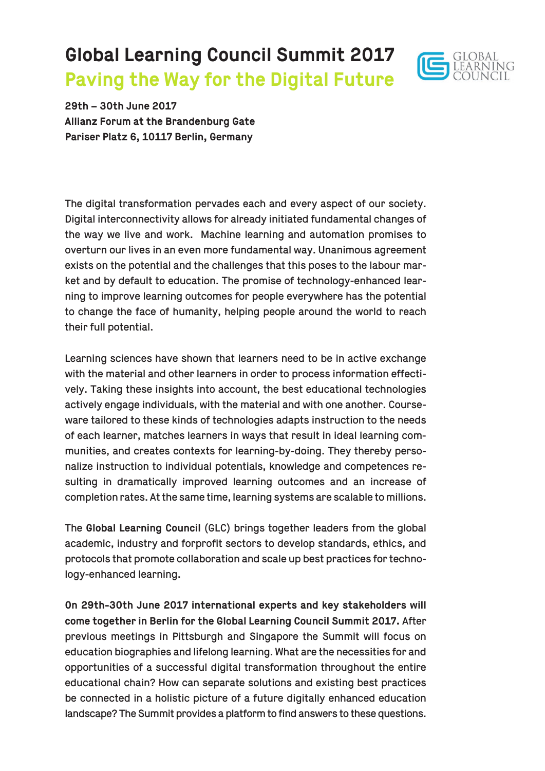# Global Learning Council Summit 2017

## Paving the Way for the Digital Future

GLOBAL LEARNING COUNCIL

**29th – 30th June 2017**
**Allianz Forum at the Brandenburg Gate**
**Pariser Platz 6, 10117 Berlin, Germany**

The digital transformation pervades each and every aspect of our society. Digital interconnectivity allows for already initiated fundamental changes of the way we live and work. Machine learning and automation promises to overturn our lives in an even more fundamental way. Unanimous agreement exists on the potential and the challenges that this poses to the labour market and by default to education. The promise of technology-enhanced learning to improve learning outcomes for people everywhere has the potential to change the face of humanity, helping people around the world to reach their full potential.

Learning sciences have shown that learners need to be in active exchange with the material and other learners in order to process information effectively. Taking these insights into account, the best educational technologies actively engage individuals, with the material and with one another. Courseware tailored to these kinds of technologies adapts instruction to the needs of each learner, matches learners in ways that result in ideal learning communities, and creates contexts for learning-by-doing. They thereby personalize instruction to individual potentials, knowledge and competences resulting in dramatically improved learning outcomes and an increase of completion rates. At the same time, learning systems are scalable to millions.

The **Global Learning Council** (GLC) brings together leaders from the global academic, industry and forprofit sectors to develop standards, ethics, and protocols that promote collaboration and scale up best practices for technology-enhanced learning.

**On 29th-30th June 2017 international experts and key stakeholders will come together in Berlin for the Global Learning Council Summit 2017.** After previous meetings in Pittsburgh and Singapore the Summit will focus on education biographies and lifelong learning. What are the necessities for and opportunities of a successful digital transformation throughout the entire educational chain? How can separate solutions and existing best practices be connected in a holistic picture of a future digitally enhanced education landscape? The Summit provides a platform to find answers to these questions.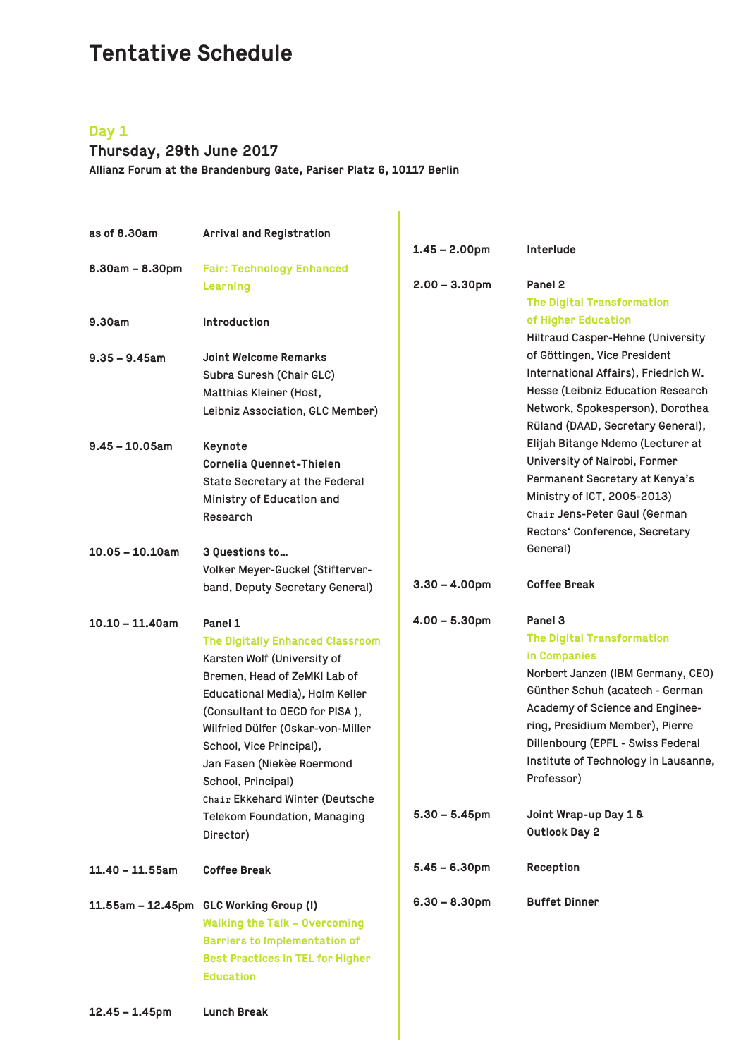# Tentative Schedule

## Day 1

### Thursday, 29th June 2017

**Allianz Forum at the Brandenburg Gate, Pariser Platz 6, 10117 Berlin**

| | |
|---|---|
| **as of 8.30am** | **Arrival and Registration** |
| **8.30am – 8.30pm** | Fair: Technology Enhanced Learning |
| **9.30am** | **Introduction** |
| **9.35 – 9.45am** | **Joint Welcome Remarks**<br>Subra Suresh (Chair GLC)<br>Matthias Kleiner (Host, Leibniz Association, GLC Member) |
| **9.45 – 10.05am** | **Keynote**<br>**Cornelia Quennet-Thielen**<br>State Secretary at the Federal Ministry of Education and Research |
| **10.05 – 10.10am** | **3 Questions to…**<br>Volker Meyer-Guckel (Stifterverband, Deputy Secretary General) |
| **10.10 – 11.40am** | **Panel 1**<br>The Digitally Enhanced Classroom<br>Karsten Wolf (University of Bremen, Head of ZeMKI Lab of Educational Media), Holm Keller (Consultant to OECD for PISA ), Wilfried Dülfer (Oskar-von-Miller School, Vice Principal), Jan Fasen (Niekèe Roermond School, Principal)<br>Chair Ekkehard Winter (Deutsche Telekom Foundation, Managing Director) |
| **11.40 – 11.55am** | **Coffee Break** |
| **11.55am – 12.45pm** | **GLC Working Group (I)**<br>Walking the Talk – Overcoming Barriers to Implementation of Best Practices in TEL for Higher Education |
| **12.45 – 1.45pm** | **Lunch Break** |
| **1.45 – 2.00pm** | **Interlude** |
| **2.00 – 3.30pm** | **Panel 2**<br>The Digital Transformation of Higher Education<br>Hiltraud Casper-Hehne (University of Göttingen, Vice President International Affairs), Friedrich W. Hesse (Leibniz Education Research Network, Spokesperson), Dorothea Rüland (DAAD, Secretary General), Elijah Bitange Ndemo (Lecturer at University of Nairobi, Former Permanent Secretary at Kenya's Ministry of ICT, 2005-2013)<br>Chair Jens-Peter Gaul (German Rectors' Conference, Secretary General) |
| **3.30 – 4.00pm** | **Coffee Break** |
| **4.00 – 5.30pm** | **Panel 3**<br>The Digital Transformation in Companies<br>Norbert Janzen (IBM Germany, CEO) Günther Schuh (acatech - German Academy of Science and Engineering, Presidium Member), Pierre Dillenbourg (EPFL - Swiss Federal Institute of Technology in Lausanne, Professor) |
| **5.30 – 5.45pm** | **Joint Wrap-up Day 1 & Outlook Day 2** |
| **5.45 – 6.30pm** | **Reception** |
| **6.30 – 8.30pm** | **Buffet Dinner** |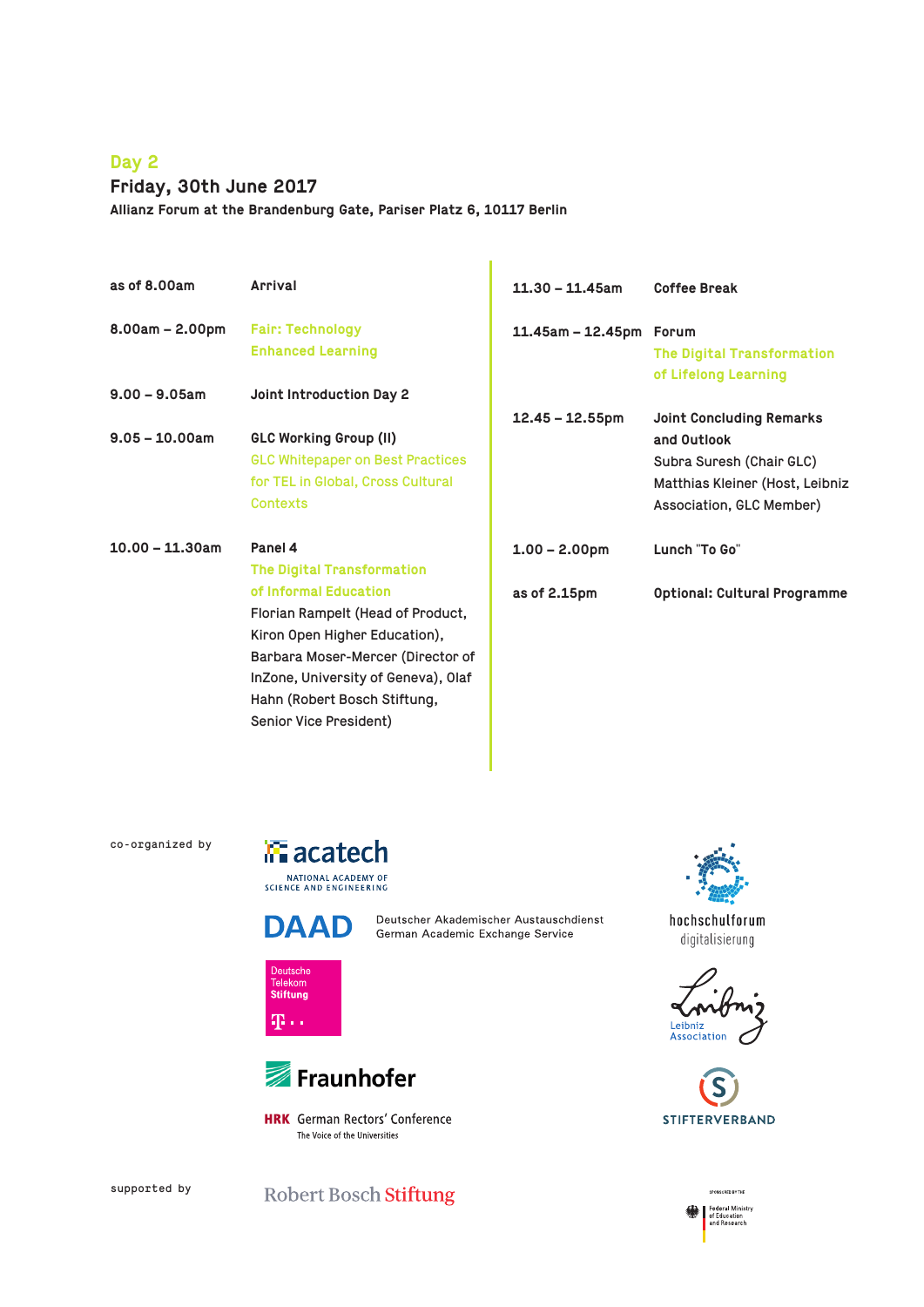## Day 2

### Friday, 30th June 2017

**Allianz Forum at the Brandenburg Gate, Pariser Platz 6, 10117 Berlin**

| | |
|---|---|
| as of 8.00am | Arrival |
| 8.00am – 2.00pm | Fair: Technology Enhanced Learning |
| 9.00 – 9.05am | Joint Introduction Day 2 |
| 9.05 – 10.00am | GLC Working Group (II)<br>GLC Whitepaper on Best Practices for TEL in Global, Cross Cultural Contexts |
| 10.00 – 11.30am | Panel 4<br>The Digital Transformation of Informal Education<br>Florian Rampelt (Head of Product, Kiron Open Higher Education), Barbara Moser-Mercer (Director of InZone, University of Geneva), Olaf Hahn (Robert Bosch Stiftung, Senior Vice President) |
| 11.30 – 11.45am | Coffee Break |
| 11.45am – 12.45pm | Forum<br>The Digital Transformation of Lifelong Learning |
| 12.45 – 12.55pm | Joint Concluding Remarks and Outlook<br>Subra Suresh (Chair GLC)<br>Matthias Kleiner (Host, Leibniz Association, GLC Member) |
| 1.00 – 2.00pm | Lunch "To Go" |
| as of 2.15pm | Optional: Cultural Programme |

co-organized by

acatech – National Academy of Science and Engineering

DAAD – Deutscher Akademischer Austauschdienst – German Academic Exchange Service

Deutsche Telekom Stiftung

Fraunhofer

HRK German Rectors' Conference – The Voice of the Universities

hochschulforum digitalisierung

Leibniz Association

Stifterverband

supported by

Robert Bosch Stiftung

Sponsored by the Federal Ministry of Education and Research